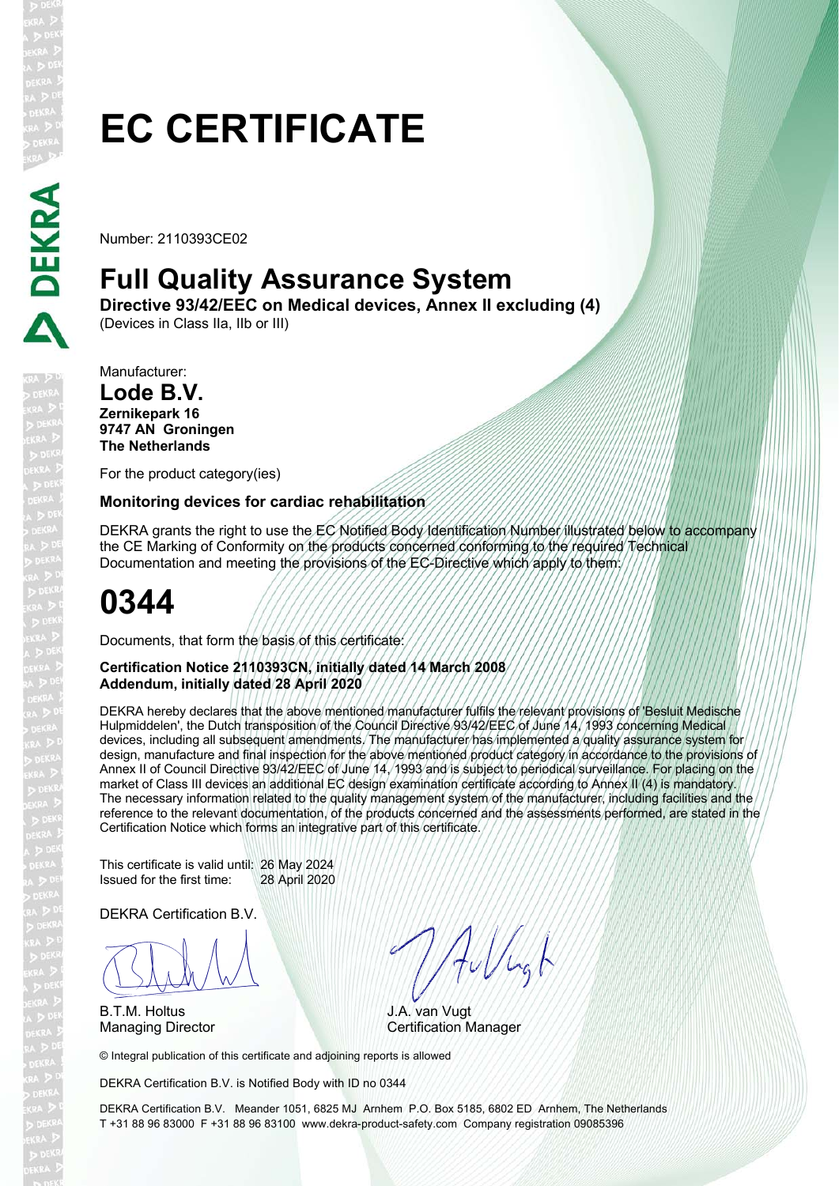# EC CERTIFICATE

Number: 2110393CE02

## Full Quality Assurance System

**Directive 93/42/EEC on Medical devices, Annex II excluding (4)**
(Devices in Class IIa, IIb or III)

Manufacturer:
**Lode B.V.**
**Zernikepark 16**
**9747 AN Groningen**
**The Netherlands**

For the product category(ies)

**Monitoring devices for cardiac rehabilitation**

DEKRA grants the right to use the EC Notified Body Identification Number illustrated below to accompany the CE Marking of Conformity on the products concerned conforming to the required Technical Documentation and meeting the provisions of the EC-Directive which apply to them:

# 0344

Documents, that form the basis of this certificate:

**Certification Notice 2110393CN, initially dated 14 March 2008**
**Addendum, initially dated 28 April 2020**

DEKRA hereby declares that the above mentioned manufacturer fulfils the relevant provisions of 'Besluit Medische Hulpmiddelen', the Dutch transposition of the Council Directive 93/42/EEC of June 14, 1993 concerning Medical devices, including all subsequent amendments. The manufacturer has implemented a quality assurance system for design, manufacture and final inspection for the above mentioned product category in accordance to the provisions of Annex II of Council Directive 93/42/EEC of June 14, 1993 and is subject to periodical surveillance. For placing on the market of Class III devices an additional EC design examination certificate according to Annex II (4) is mandatory. The necessary information related to the quality management system of the manufacturer, including facilities and the reference to the relevant documentation, of the products concerned and the assessments performed, are stated in the Certification Notice which forms an integrative part of this certificate.

This certificate is valid until: 26 May 2024
Issued for the first time: 28 April 2020

DEKRA Certification B.V.

B.T.M. Holtus
Managing Director

J.A. van Vugt
Certification Manager

© Integral publication of this certificate and adjoining reports is allowed

DEKRA Certification B.V. is Notified Body with ID no 0344

DEKRA Certification B.V. Meander 1051, 6825 MJ Arnhem P.O. Box 5185, 6802 ED Arnhem, The Netherlands
T +31 88 96 83000 F +31 88 96 83100 www.dekra-product-safety.com Company registration 09085396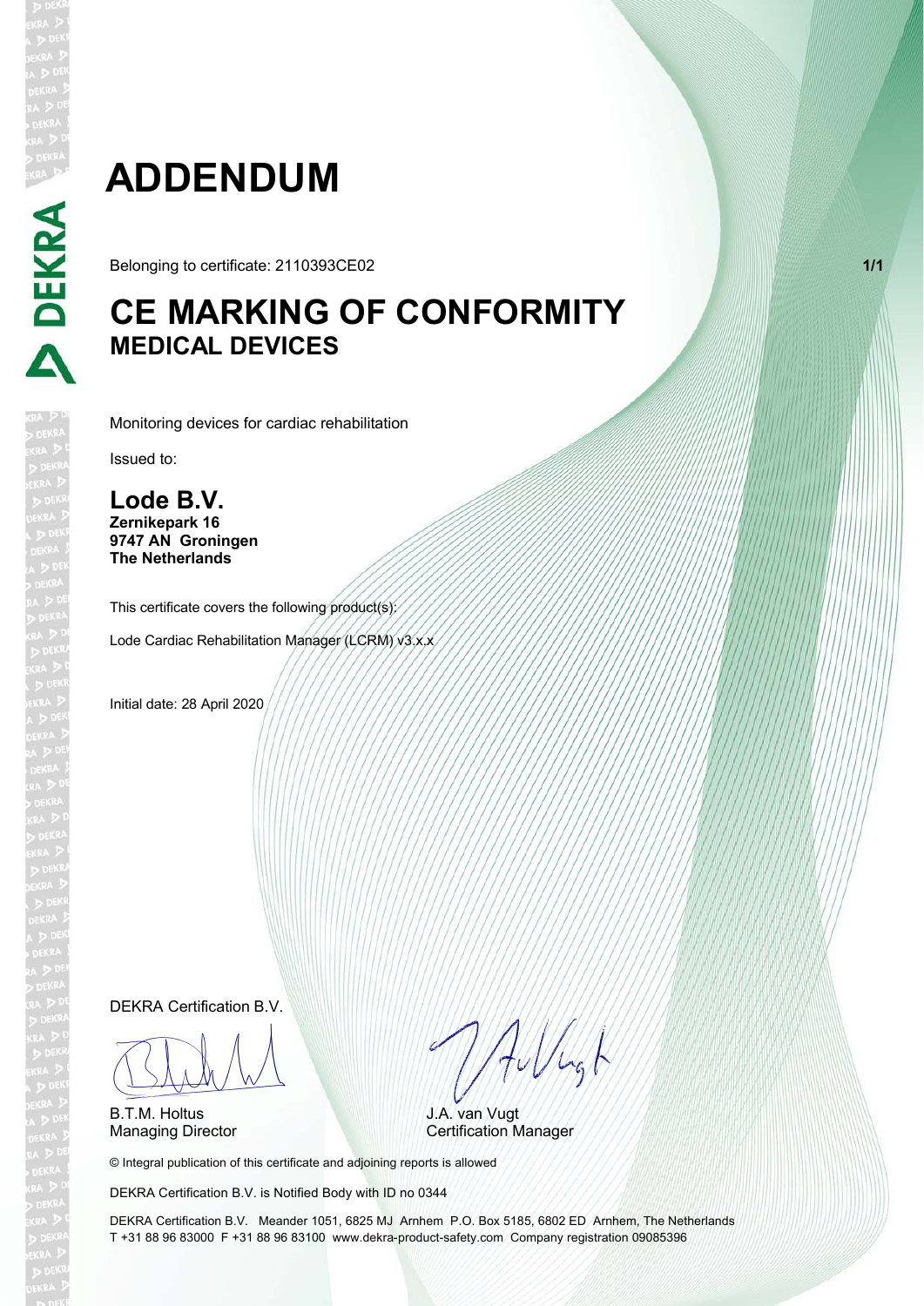# ADDENDUM

Belonging to certificate: 2110393CE02

## CE MARKING OF CONFORMITY
### MEDICAL DEVICES

Monitoring devices for cardiac rehabilitation

Issued to:

**Lode B.V.**
**Zernikepark 16**
**9747 AN Groningen**
**The Netherlands**

This certificate covers the following product(s):

Lode Cardiac Rehabilitation Manager (LCRM) v3.x.x

Initial date: 28 April 2020

DEKRA Certification B.V.

B.T.M. Holtus
Managing Director

J.A. van Vugt
Certification Manager

© Integral publication of this certificate and adjoining reports is allowed

DEKRA Certification B.V. is Notified Body with ID no 0344

DEKRA Certification B.V. Meander 1051, 6825 MJ Arnhem P.O. Box 5185, 6802 ED Arnhem, The Netherlands
T +31 88 96 83000 F +31 88 96 83100 www.dekra-product-safety.com Company registration 09085396